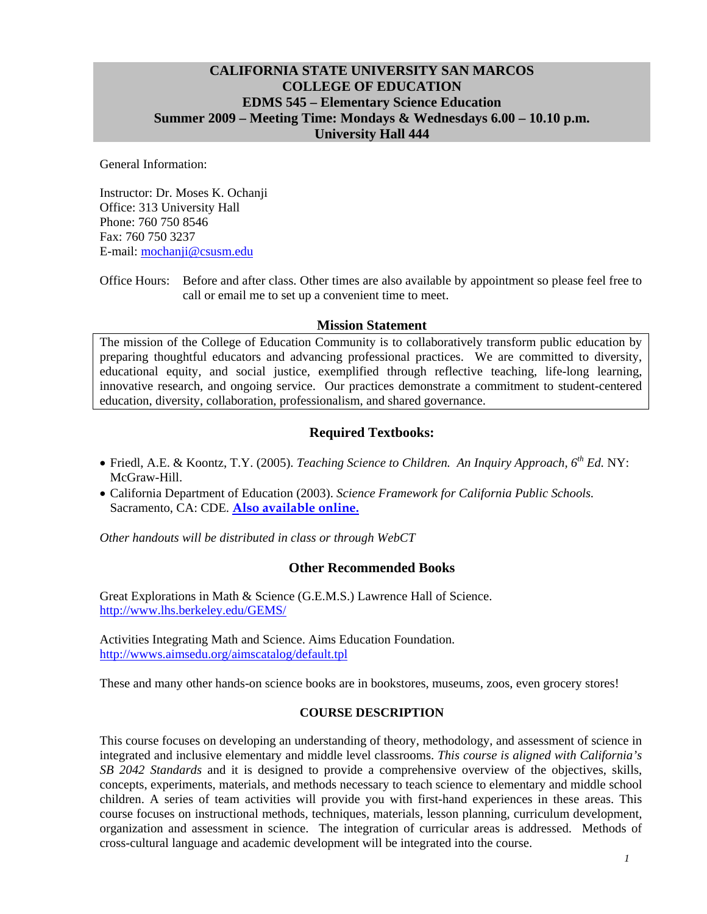# CALIFORNIA STATE UNIVERSITY SAN MARCOS
# COLLEGE OF EDUCATION
# EDMS 545 – Elementary Science Education
## Summer 2009 – Meeting Time: Mondays & Wednesdays 6.00 – 10.10 p.m.
## University Hall 444

General Information:

Instructor: Dr. Moses K. Ochanji
Office: 313 University Hall
Phone: 760 750 8546
Fax: 760 750 3237
E-mail: mochanji@csusm.edu

Office Hours: Before and after class. Other times are also available by appointment so please feel free to call or email me to set up a convenient time to meet.

### Mission Statement

The mission of the College of Education Community is to collaboratively transform public education by preparing thoughtful educators and advancing professional practices. We are committed to diversity, educational equity, and social justice, exemplified through reflective teaching, life-long learning, innovative research, and ongoing service. Our practices demonstrate a commitment to student-centered education, diversity, collaboration, professionalism, and shared governance.

### Required Textbooks:

- Friedl, A.E. & Koontz, T.Y. (2005). *Teaching Science to Children. An Inquiry Approach, 6th Ed.* NY: McGraw-Hill.
- California Department of Education (2003). *Science Framework for California Public Schools.* Sacramento, CA: CDE. **Also available online.**

*Other handouts will be distributed in class or through WebCT*

### Other Recommended Books

Great Explorations in Math & Science (G.E.M.S.) Lawrence Hall of Science.
http://www.lhs.berkeley.edu/GEMS/

Activities Integrating Math and Science. Aims Education Foundation.
http://wwws.aimsedu.org/aimscatalog/default.tpl

These and many other hands-on science books are in bookstores, museums, zoos, even grocery stores!

### COURSE DESCRIPTION

This course focuses on developing an understanding of theory, methodology, and assessment of science in integrated and inclusive elementary and middle level classrooms. *This course is aligned with California's SB 2042 Standards* and it is designed to provide a comprehensive overview of the objectives, skills, concepts, experiments, materials, and methods necessary to teach science to elementary and middle school children. A series of team activities will provide you with first-hand experiences in these areas. This course focuses on instructional methods, techniques, materials, lesson planning, curriculum development, organization and assessment in science. The integration of curricular areas is addressed. Methods of cross-cultural language and academic development will be integrated into the course.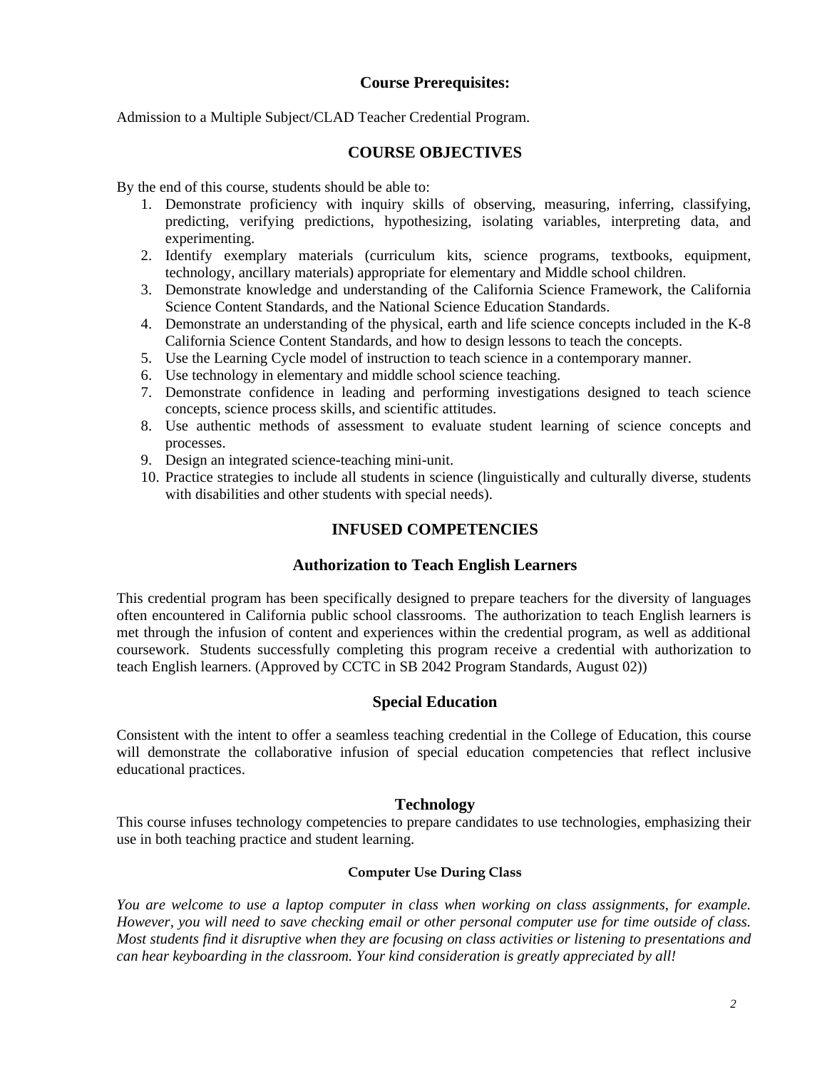## Course Prerequisites:

Admission to a Multiple Subject/CLAD Teacher Credential Program.

## COURSE OBJECTIVES

By the end of this course, students should be able to:

1. Demonstrate proficiency with inquiry skills of observing, measuring, inferring, classifying, predicting, verifying predictions, hypothesizing, isolating variables, interpreting data, and experimenting.
2. Identify exemplary materials (curriculum kits, science programs, textbooks, equipment, technology, ancillary materials) appropriate for elementary and Middle school children.
3. Demonstrate knowledge and understanding of the California Science Framework, the California Science Content Standards, and the National Science Education Standards.
4. Demonstrate an understanding of the physical, earth and life science concepts included in the K-8 California Science Content Standards, and how to design lessons to teach the concepts.
5. Use the Learning Cycle model of instruction to teach science in a contemporary manner.
6. Use technology in elementary and middle school science teaching.
7. Demonstrate confidence in leading and performing investigations designed to teach science concepts, science process skills, and scientific attitudes.
8. Use authentic methods of assessment to evaluate student learning of science concepts and processes.
9. Design an integrated science-teaching mini-unit.
10. Practice strategies to include all students in science (linguistically and culturally diverse, students with disabilities and other students with special needs).

## INFUSED COMPETENCIES

### Authorization to Teach English Learners

This credential program has been specifically designed to prepare teachers for the diversity of languages often encountered in California public school classrooms. The authorization to teach English learners is met through the infusion of content and experiences within the credential program, as well as additional coursework. Students successfully completing this program receive a credential with authorization to teach English learners. (Approved by CCTC in SB 2042 Program Standards, August 02))

### Special Education

Consistent with the intent to offer a seamless teaching credential in the College of Education, this course will demonstrate the collaborative infusion of special education competencies that reflect inclusive educational practices.

### Technology

This course infuses technology competencies to prepare candidates to use technologies, emphasizing their use in both teaching practice and student learning.

#### Computer Use During Class

*You are welcome to use a laptop computer in class when working on class assignments, for example. However, you will need to save checking email or other personal computer use for time outside of class. Most students find it disruptive when they are focusing on class activities or listening to presentations and can hear keyboarding in the classroom. Your kind consideration is greatly appreciated by all!*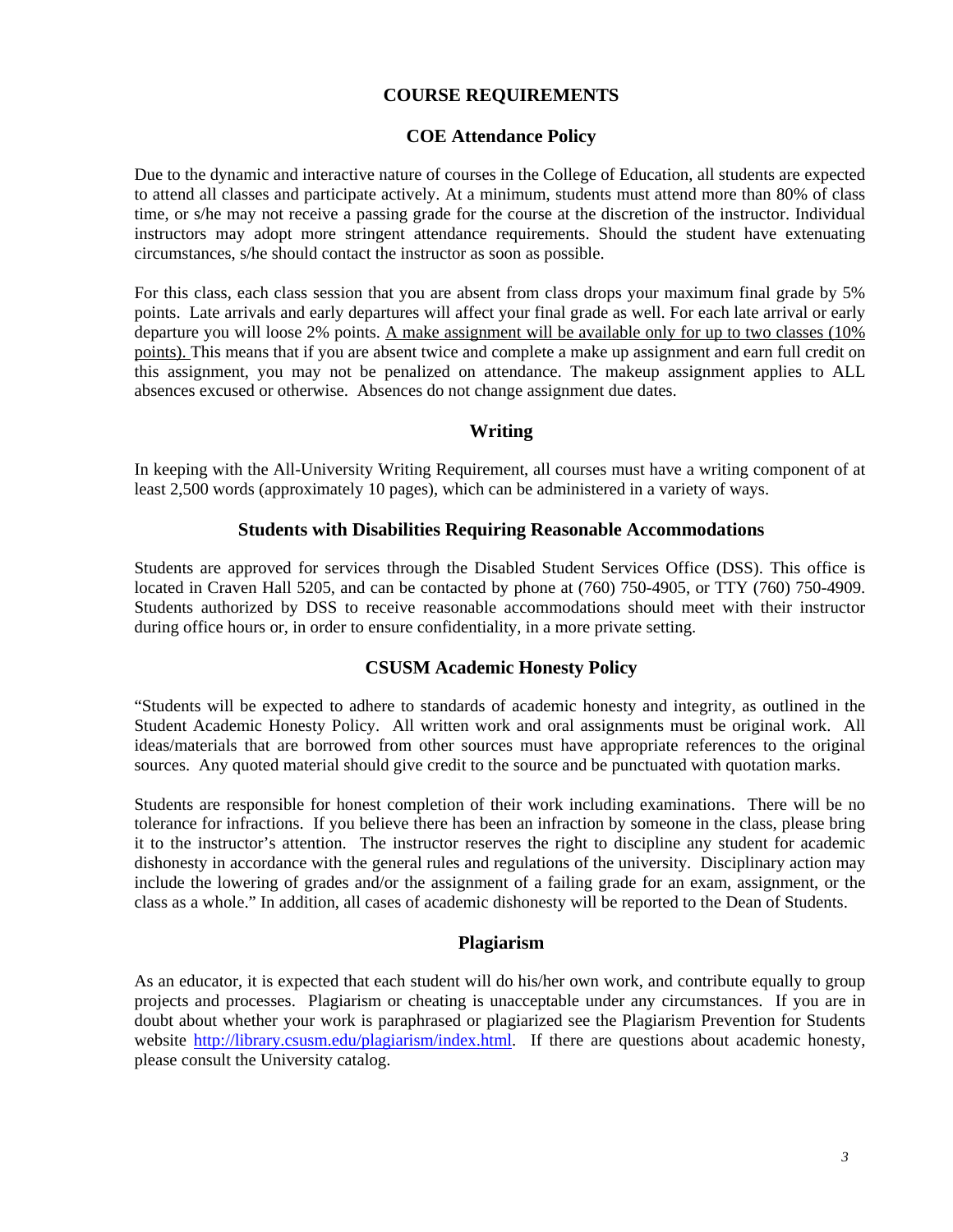# COURSE REQUIREMENTS

## COE Attendance Policy

Due to the dynamic and interactive nature of courses in the College of Education, all students are expected to attend all classes and participate actively. At a minimum, students must attend more than 80% of class time, or s/he may not receive a passing grade for the course at the discretion of the instructor. Individual instructors may adopt more stringent attendance requirements. Should the student have extenuating circumstances, s/he should contact the instructor as soon as possible.

For this class, each class session that you are absent from class drops your maximum final grade by 5% points. Late arrivals and early departures will affect your final grade as well. For each late arrival or early departure you will loose 2% points. <u>A make assignment will be available only for up to two classes (10% points).</u> This means that if you are absent twice and complete a make up assignment and earn full credit on this assignment, you may not be penalized on attendance. The makeup assignment applies to ALL absences excused or otherwise. Absences do not change assignment due dates.

## Writing

In keeping with the All-University Writing Requirement, all courses must have a writing component of at least 2,500 words (approximately 10 pages), which can be administered in a variety of ways.

## Students with Disabilities Requiring Reasonable Accommodations

Students are approved for services through the Disabled Student Services Office (DSS). This office is located in Craven Hall 5205, and can be contacted by phone at (760) 750-4905, or TTY (760) 750-4909. Students authorized by DSS to receive reasonable accommodations should meet with their instructor during office hours or, in order to ensure confidentiality, in a more private setting.

## CSUSM Academic Honesty Policy

"Students will be expected to adhere to standards of academic honesty and integrity, as outlined in the Student Academic Honesty Policy. All written work and oral assignments must be original work. All ideas/materials that are borrowed from other sources must have appropriate references to the original sources. Any quoted material should give credit to the source and be punctuated with quotation marks.

Students are responsible for honest completion of their work including examinations. There will be no tolerance for infractions. If you believe there has been an infraction by someone in the class, please bring it to the instructor's attention. The instructor reserves the right to discipline any student for academic dishonesty in accordance with the general rules and regulations of the university. Disciplinary action may include the lowering of grades and/or the assignment of a failing grade for an exam, assignment, or the class as a whole." In addition, all cases of academic dishonesty will be reported to the Dean of Students.

## Plagiarism

As an educator, it is expected that each student will do his/her own work, and contribute equally to group projects and processes. Plagiarism or cheating is unacceptable under any circumstances. If you are in doubt about whether your work is paraphrased or plagiarized see the Plagiarism Prevention for Students website [http://library.csusm.edu/plagiarism/index.html](http://library.csusm.edu/plagiarism/index.html). If there are questions about academic honesty, please consult the University catalog.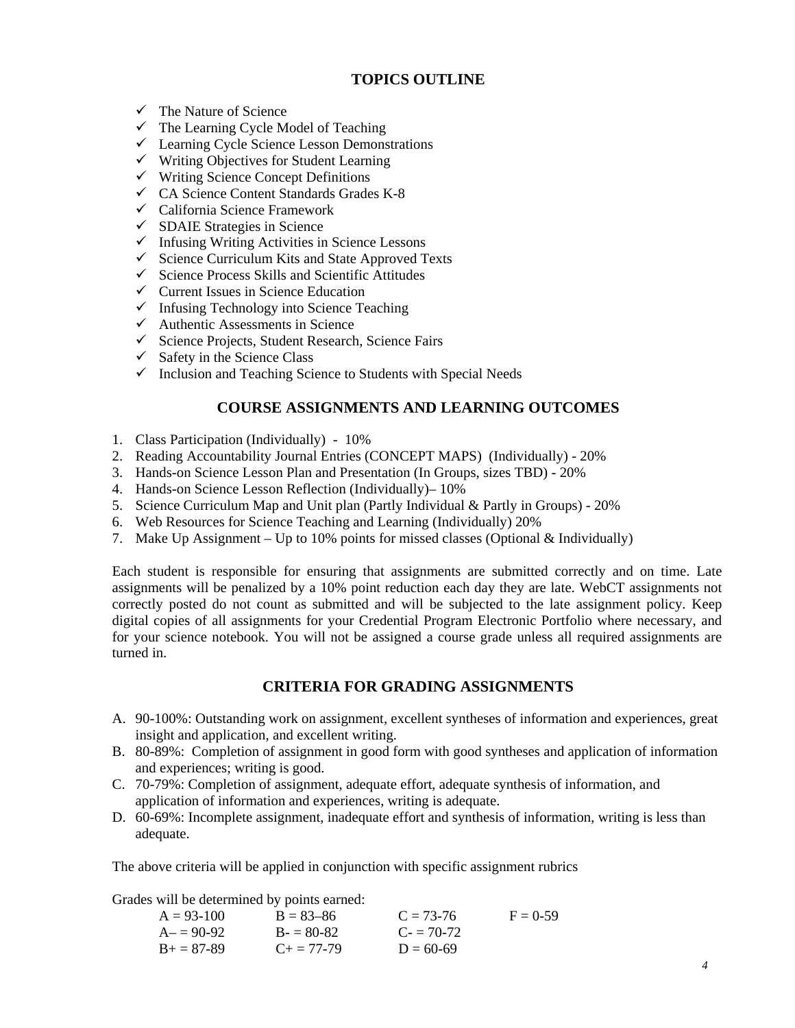## TOPICS OUTLINE

- ✓ The Nature of Science
- ✓ The Learning Cycle Model of Teaching
- ✓ Learning Cycle Science Lesson Demonstrations
- ✓ Writing Objectives for Student Learning
- ✓ Writing Science Concept Definitions
- ✓ CA Science Content Standards Grades K-8
- ✓ California Science Framework
- ✓ SDAIE Strategies in Science
- ✓ Infusing Writing Activities in Science Lessons
- ✓ Science Curriculum Kits and State Approved Texts
- ✓ Science Process Skills and Scientific Attitudes
- ✓ Current Issues in Science Education
- ✓ Infusing Technology into Science Teaching
- ✓ Authentic Assessments in Science
- ✓ Science Projects, Student Research, Science Fairs
- ✓ Safety in the Science Class
- ✓ Inclusion and Teaching Science to Students with Special Needs

## COURSE ASSIGNMENTS AND LEARNING OUTCOMES

1. Class Participation (Individually) - 10%
2. Reading Accountability Journal Entries (CONCEPT MAPS) (Individually) - 20%
3. Hands-on Science Lesson Plan and Presentation (In Groups, sizes TBD) - 20%
4. Hands-on Science Lesson Reflection (Individually)– 10%
5. Science Curriculum Map and Unit plan (Partly Individual & Partly in Groups) - 20%
6. Web Resources for Science Teaching and Learning (Individually) 20%
7. Make Up Assignment – Up to 10% points for missed classes (Optional & Individually)

Each student is responsible for ensuring that assignments are submitted correctly and on time. Late assignments will be penalized by a 10% point reduction each day they are late. WebCT assignments not correctly posted do not count as submitted and will be subjected to the late assignment policy. Keep digital copies of all assignments for your Credential Program Electronic Portfolio where necessary, and for your science notebook. You will not be assigned a course grade unless all required assignments are turned in.

## CRITERIA FOR GRADING ASSIGNMENTS

A. 90-100%: Outstanding work on assignment, excellent syntheses of information and experiences, great insight and application, and excellent writing.
B. 80-89%: Completion of assignment in good form with good syntheses and application of information and experiences; writing is good.
C. 70-79%: Completion of assignment, adequate effort, adequate synthesis of information, and application of information and experiences, writing is adequate.
D. 60-69%: Incomplete assignment, inadequate effort and synthesis of information, writing is less than adequate.

The above criteria will be applied in conjunction with specific assignment rubrics

Grades will be determined by points earned:

| | | | |
|---|---|---|---|
| A = 93-100 | B = 83–86 | C = 73-76 | F = 0-59 |
| A– = 90-92 | B- = 80-82 | C- = 70-72 | |
| B+ = 87-89 | C+ = 77-79 | D = 60-69 | |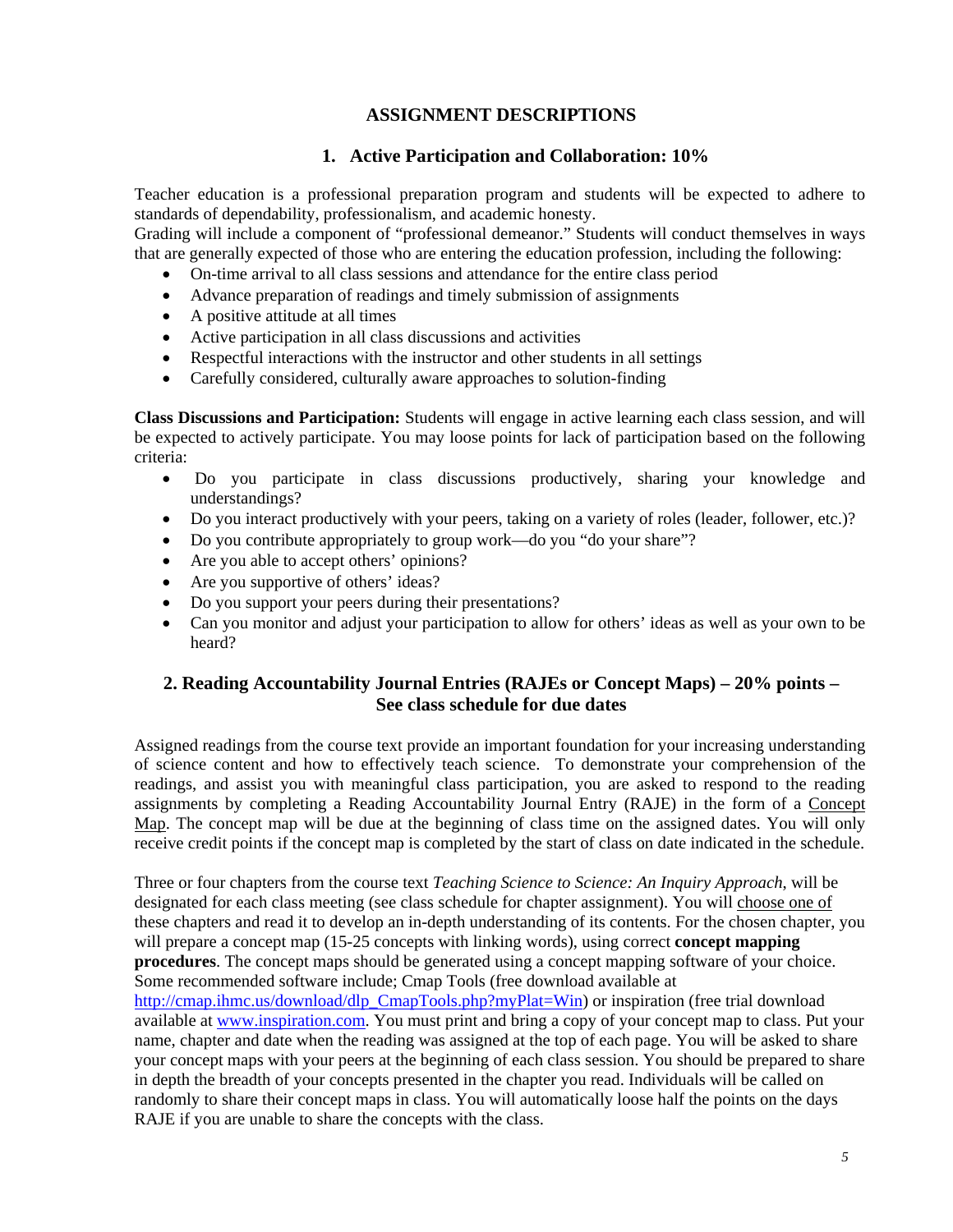## ASSIGNMENT DESCRIPTIONS

### 1. Active Participation and Collaboration: 10%

Teacher education is a professional preparation program and students will be expected to adhere to standards of dependability, professionalism, and academic honesty.
Grading will include a component of "professional demeanor." Students will conduct themselves in ways that are generally expected of those who are entering the education profession, including the following:

- On-time arrival to all class sessions and attendance for the entire class period
- Advance preparation of readings and timely submission of assignments
- A positive attitude at all times
- Active participation in all class discussions and activities
- Respectful interactions with the instructor and other students in all settings
- Carefully considered, culturally aware approaches to solution-finding

**Class Discussions and Participation:** Students will engage in active learning each class session, and will be expected to actively participate. You may loose points for lack of participation based on the following criteria:

- Do you participate in class discussions productively, sharing your knowledge and understandings?
- Do you interact productively with your peers, taking on a variety of roles (leader, follower, etc.)?
- Do you contribute appropriately to group work—do you "do your share"?
- Are you able to accept others' opinions?
- Are you supportive of others' ideas?
- Do you support your peers during their presentations?
- Can you monitor and adjust your participation to allow for others' ideas as well as your own to be heard?

### 2. Reading Accountability Journal Entries (RAJEs or Concept Maps) – 20% points – See class schedule for due dates

Assigned readings from the course text provide an important foundation for your increasing understanding of science content and how to effectively teach science. To demonstrate your comprehension of the readings, and assist you with meaningful class participation, you are asked to respond to the reading assignments by completing a Reading Accountability Journal Entry (RAJE) in the form of a Concept Map. The concept map will be due at the beginning of class time on the assigned dates. You will only receive credit points if the concept map is completed by the start of class on date indicated in the schedule.

Three or four chapters from the course text *Teaching Science to Science: An Inquiry Approach*, will be designated for each class meeting (see class schedule for chapter assignment). You will choose one of these chapters and read it to develop an in-depth understanding of its contents. For the chosen chapter, you will prepare a concept map (15-25 concepts with linking words), using correct **concept mapping procedures**. The concept maps should be generated using a concept mapping software of your choice. Some recommended software include; Cmap Tools (free download available at http://cmap.ihmc.us/download/dlp_CmapTools.php?myPlat=Win) or inspiration (free trial download available at www.inspiration.com. You must print and bring a copy of your concept map to class. Put your name, chapter and date when the reading was assigned at the top of each page. You will be asked to share your concept maps with your peers at the beginning of each class session. You should be prepared to share in depth the breadth of your concepts presented in the chapter you read. Individuals will be called on randomly to share their concept maps in class. You will automatically loose half the points on the days RAJE if you are unable to share the concepts with the class.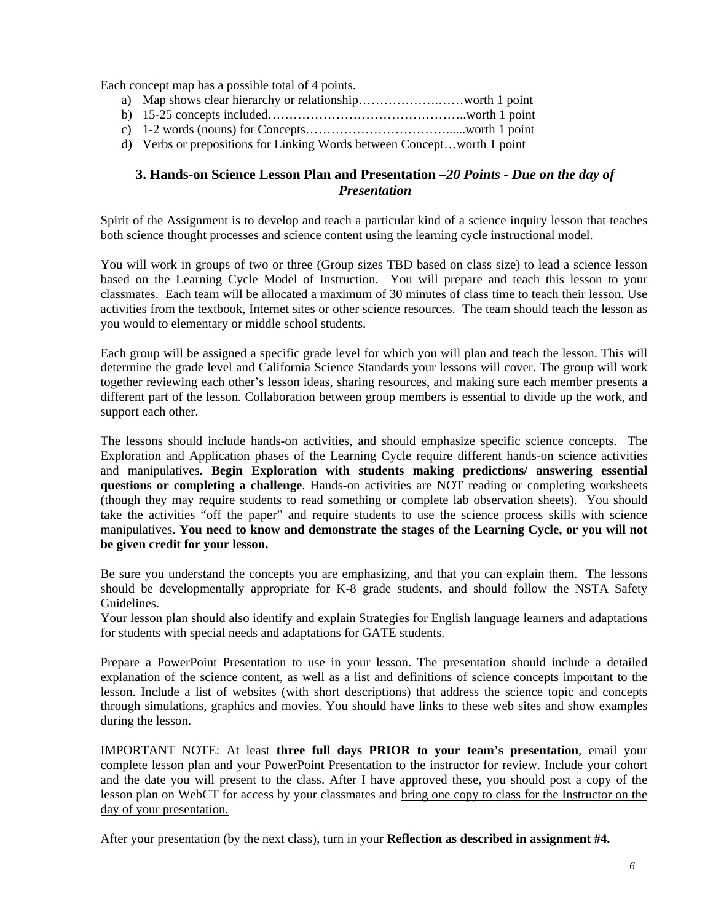Each concept map has a possible total of 4 points.

a) Map shows clear hierarchy or relationship………………….……worth 1 point
b) 15-25 concepts included………………………………………..worth 1 point
c) 1-2 words (nouns) for Concepts……………………………......worth 1 point
d) Verbs or prepositions for Linking Words between Concept…worth 1 point

### 3. Hands-on Science Lesson Plan and Presentation –*20 Points - Due on the day of Presentation*

Spirit of the Assignment is to develop and teach a particular kind of a science inquiry lesson that teaches both science thought processes and science content using the learning cycle instructional model.

You will work in groups of two or three (Group sizes TBD based on class size) to lead a science lesson based on the Learning Cycle Model of Instruction. You will prepare and teach this lesson to your classmates. Each team will be allocated a maximum of 30 minutes of class time to teach their lesson. Use activities from the textbook, Internet sites or other science resources. The team should teach the lesson as you would to elementary or middle school students.

Each group will be assigned a specific grade level for which you will plan and teach the lesson. This will determine the grade level and California Science Standards your lessons will cover. The group will work together reviewing each other's lesson ideas, sharing resources, and making sure each member presents a different part of the lesson. Collaboration between group members is essential to divide up the work, and support each other.

The lessons should include hands-on activities, and should emphasize specific science concepts. The Exploration and Application phases of the Learning Cycle require different hands-on science activities and manipulatives. **Begin Exploration with students making predictions/ answering essential questions or completing a challenge**. Hands-on activities are NOT reading or completing worksheets (though they may require students to read something or complete lab observation sheets). You should take the activities "off the paper" and require students to use the science process skills with science manipulatives. **You need to know and demonstrate the stages of the Learning Cycle, or you will not be given credit for your lesson.**

Be sure you understand the concepts you are emphasizing, and that you can explain them. The lessons should be developmentally appropriate for K-8 grade students, and should follow the NSTA Safety Guidelines.
Your lesson plan should also identify and explain Strategies for English language learners and adaptations for students with special needs and adaptations for GATE students.

Prepare a PowerPoint Presentation to use in your lesson. The presentation should include a detailed explanation of the science content, as well as a list and definitions of science concepts important to the lesson. Include a list of websites (with short descriptions) that address the science topic and concepts through simulations, graphics and movies. You should have links to these web sites and show examples during the lesson.

IMPORTANT NOTE: At least **three full days PRIOR to your team's presentation**, email your complete lesson plan and your PowerPoint Presentation to the instructor for review. Include your cohort and the date you will present to the class. After I have approved these, you should post a copy of the lesson plan on WebCT for access by your classmates and <u>bring one copy to class for the Instructor on the day of your presentation.</u>

After your presentation (by the next class), turn in your **Reflection as described in assignment #4.**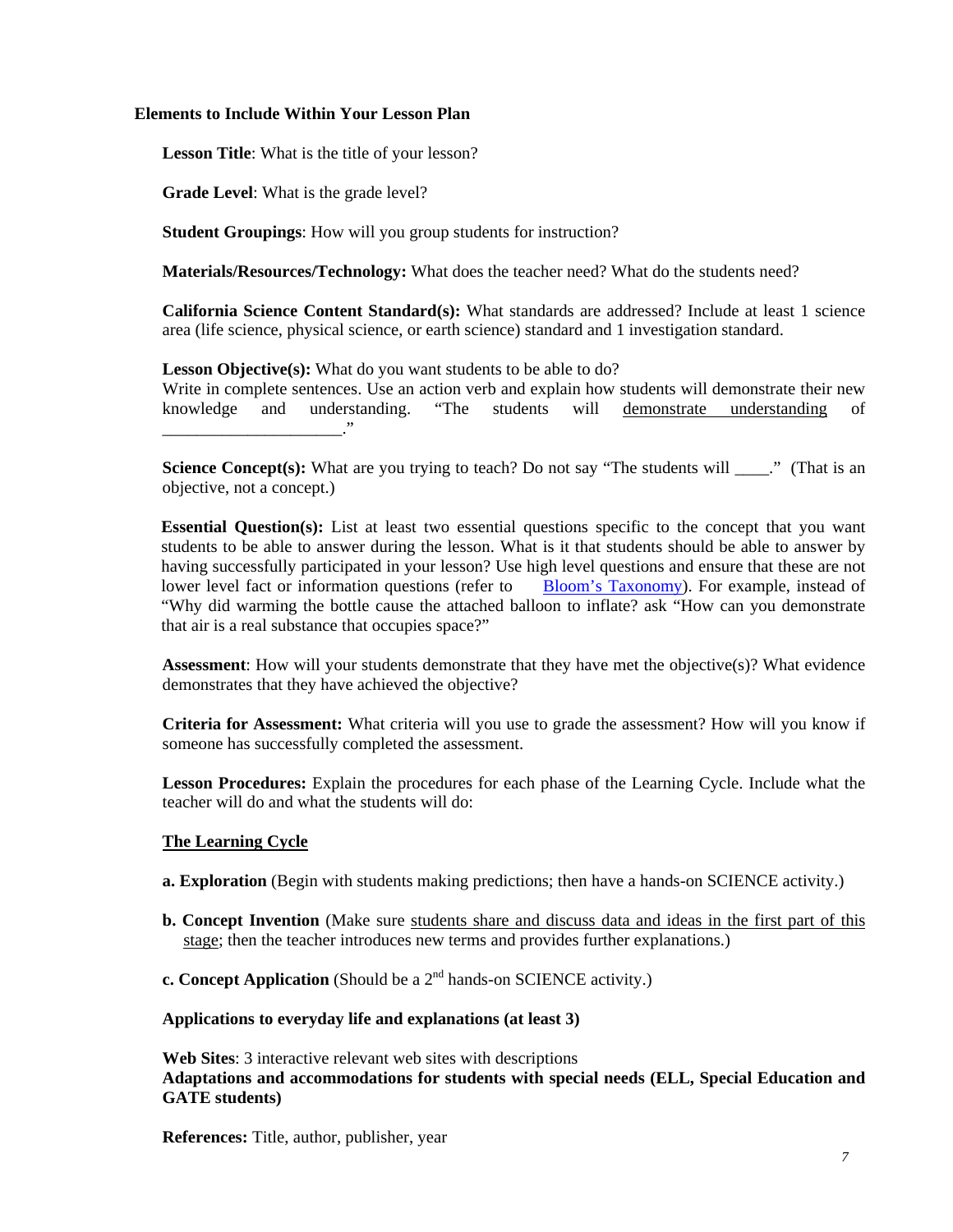## Elements to Include Within Your Lesson Plan

**Lesson Title**: What is the title of your lesson?

**Grade Level**: What is the grade level?

**Student Groupings**: How will you group students for instruction?

**Materials/Resources/Technology:** What does the teacher need? What do the students need?

**California Science Content Standard(s):** What standards are addressed? Include at least 1 science area (life science, physical science, or earth science) standard and 1 investigation standard.

**Lesson Objective(s):** What do you want students to be able to do?
Write in complete sentences. Use an action verb and explain how students will demonstrate their new knowledge and understanding. "The students will demonstrate understanding of ____________________."

**Science Concept(s):** What are you trying to teach? Do not say "The students will ____." (That is an objective, not a concept.)

**Essential Question(s):** List at least two essential questions specific to the concept that you want students to be able to answer during the lesson. What is it that students should be able to answer by having successfully participated in your lesson? Use high level questions and ensure that these are not lower level fact or information questions (refer to Bloom's Taxonomy). For example, instead of "Why did warming the bottle cause the attached balloon to inflate? ask "How can you demonstrate that air is a real substance that occupies space?"

**Assessment**: How will your students demonstrate that they have met the objective(s)? What evidence demonstrates that they have achieved the objective?

**Criteria for Assessment:** What criteria will you use to grade the assessment? How will you know if someone has successfully completed the assessment.

**Lesson Procedures:** Explain the procedures for each phase of the Learning Cycle. Include what the teacher will do and what the students will do:

**The Learning Cycle**

**a. Exploration** (Begin with students making predictions; then have a hands-on SCIENCE activity.)

**b. Concept Invention** (Make sure students share and discuss data and ideas in the first part of this stage; then the teacher introduces new terms and provides further explanations.)

**c. Concept Application** (Should be a 2nd hands-on SCIENCE activity.)

**Applications to everyday life and explanations (at least 3)**

**Web Sites**: 3 interactive relevant web sites with descriptions

**Adaptations and accommodations for students with special needs (ELL, Special Education and GATE students)**

**References:** Title, author, publisher, year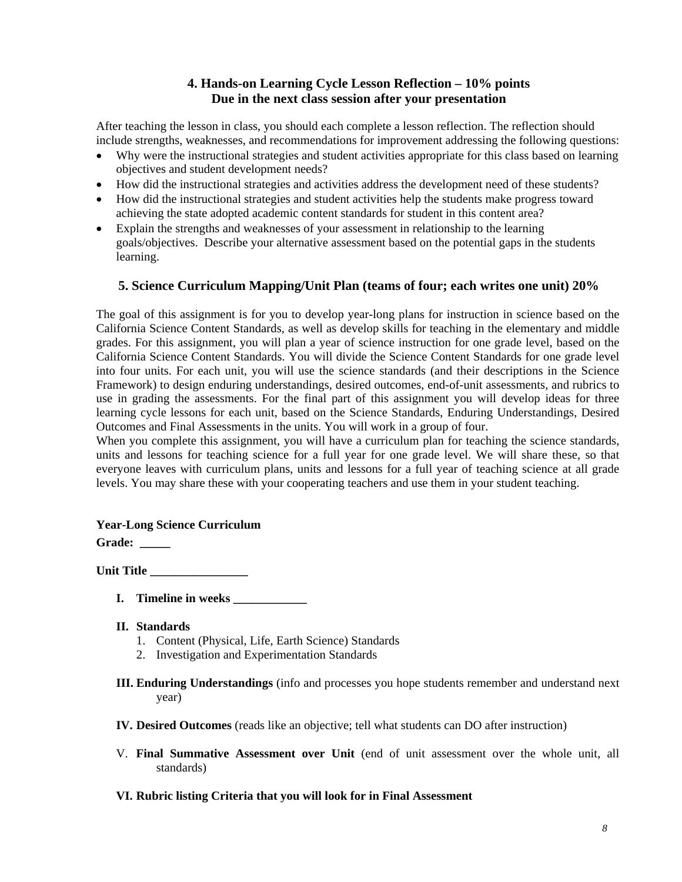## 4. Hands-on Learning Cycle Lesson Reflection – 10% points
## Due in the next class session after your presentation

After teaching the lesson in class, you should each complete a lesson reflection. The reflection should include strengths, weaknesses, and recommendations for improvement addressing the following questions:

- Why were the instructional strategies and student activities appropriate for this class based on learning objectives and student development needs?
- How did the instructional strategies and activities address the development need of these students?
- How did the instructional strategies and student activities help the students make progress toward achieving the state adopted academic content standards for student in this content area?
- Explain the strengths and weaknesses of your assessment in relationship to the learning goals/objectives. Describe your alternative assessment based on the potential gaps in the students learning.

## 5. Science Curriculum Mapping/Unit Plan (teams of four; each writes one unit) 20%

The goal of this assignment is for you to develop year-long plans for instruction in science based on the California Science Content Standards, as well as develop skills for teaching in the elementary and middle grades. For this assignment, you will plan a year of science instruction for one grade level, based on the California Science Content Standards. You will divide the Science Content Standards for one grade level into four units. For each unit, you will use the science standards (and their descriptions in the Science Framework) to design enduring understandings, desired outcomes, end-of-unit assessments, and rubrics to use in grading the assessments. For the final part of this assignment you will develop ideas for three learning cycle lessons for each unit, based on the Science Standards, Enduring Understandings, Desired Outcomes and Final Assessments in the units. You will work in a group of four.

When you complete this assignment, you will have a curriculum plan for teaching the science standards, units and lessons for teaching science for a full year for one grade level. We will share these, so that everyone leaves with curriculum plans, units and lessons for a full year of teaching science at all grade levels. You may share these with your cooperating teachers and use them in your student teaching.

**Year-Long Science Curriculum**

**Grade: _____**

**Unit Title ________________**

**I. Timeline in weeks ____________**

**II. Standards**

1. Content (Physical, Life, Earth Science) Standards
2. Investigation and Experimentation Standards

**III. Enduring Understandings** (info and processes you hope students remember and understand next year)

**IV. Desired Outcomes** (reads like an objective; tell what students can DO after instruction)

V. **Final Summative Assessment over Unit** (end of unit assessment over the whole unit, all standards)

**VI. Rubric listing Criteria that you will look for in Final Assessment**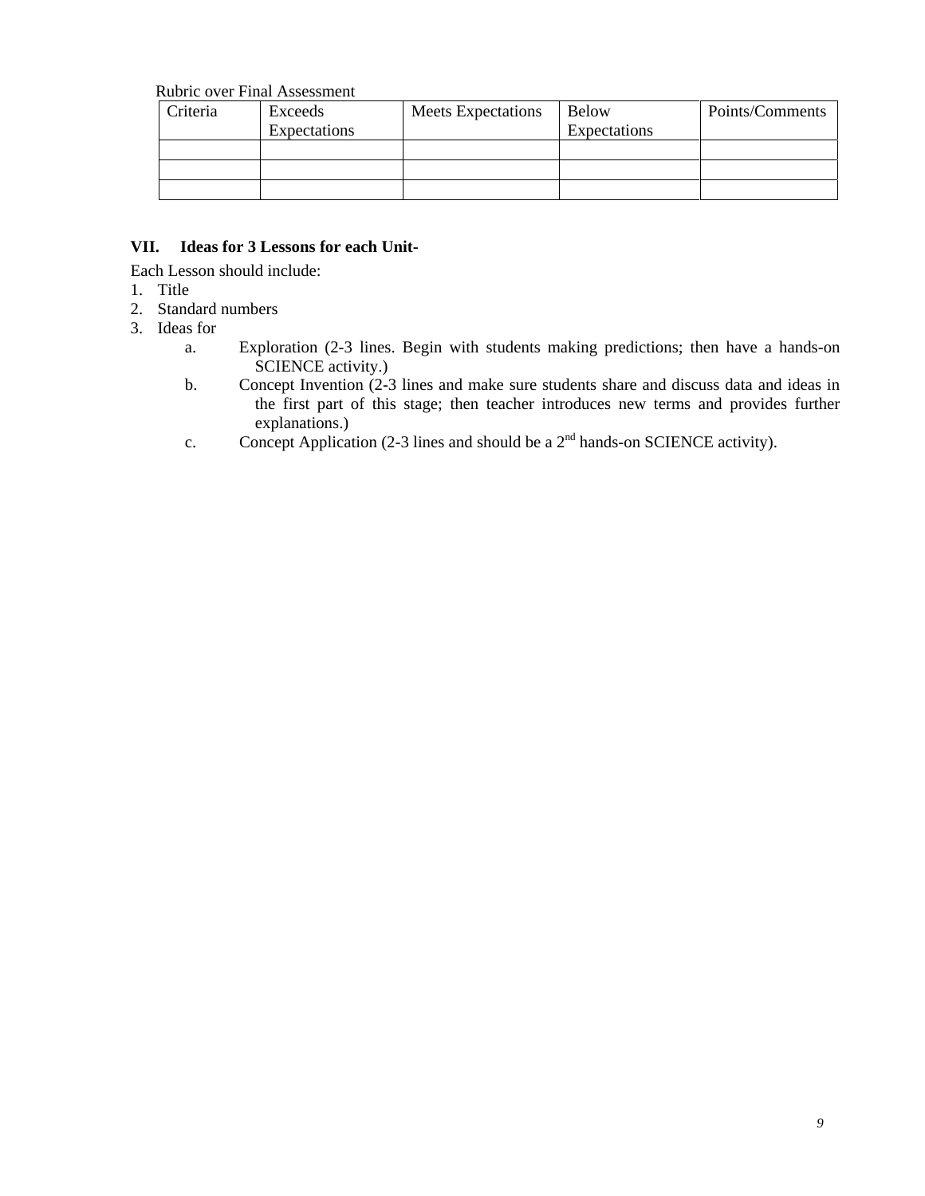Rubric over Final Assessment

| Criteria | Exceeds Expectations | Meets Expectations | Below Expectations | Points/Comments |
|---|---|---|---|---|
| | | | | |
| | | | | |
| | | | | |

## VII. Ideas for 3 Lessons for each Unit-

Each Lesson should include:

1. Title
2. Standard numbers
3. Ideas for
   a. Exploration (2-3 lines. Begin with students making predictions; then have a hands-on SCIENCE activity.)
   b. Concept Invention (2-3 lines and make sure students share and discuss data and ideas in the first part of this stage; then teacher introduces new terms and provides further explanations.)
   c. Concept Application (2-3 lines and should be a 2nd hands-on SCIENCE activity).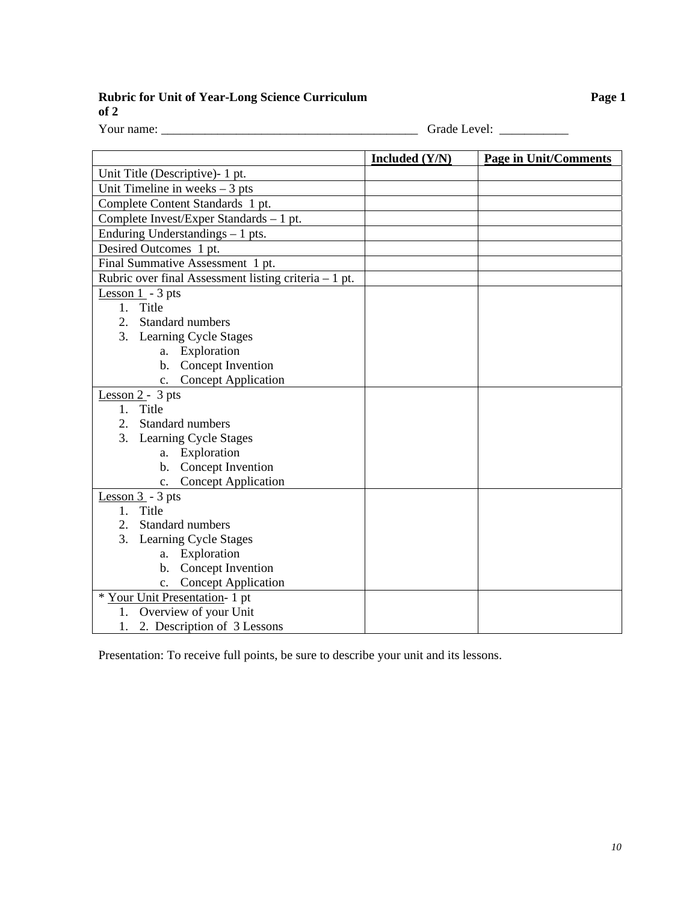**Rubric for Unit of Year-Long Science Curriculum** **Page 1 of 2**

Your name: ________________________________________ Grade Level: ___________

| | Included (Y/N) | Page in Unit/Comments |
|---|---|---|
| Unit Title (Descriptive)- 1 pt. | | |
| Unit Timeline in weeks – 3 pts | | |
| Complete Content Standards 1 pt. | | |
| Complete Invest/Exper Standards – 1 pt. | | |
| Enduring Understandings – 1 pts. | | |
| Desired Outcomes 1 pt. | | |
| Final Summative Assessment 1 pt. | | |
| Rubric over final Assessment listing criteria – 1 pt. | | |
| Lesson 1 - 3 pts<br>1. Title<br>2. Standard numbers<br>3. Learning Cycle Stages<br>a. Exploration<br>b. Concept Invention<br>c. Concept Application | | |
| Lesson 2 - 3 pts<br>1. Title<br>2. Standard numbers<br>3. Learning Cycle Stages<br>a. Exploration<br>b. Concept Invention<br>c. Concept Application | | |
| Lesson 3 - 3 pts<br>1. Title<br>2. Standard numbers<br>3. Learning Cycle Stages<br>a. Exploration<br>b. Concept Invention<br>c. Concept Application | | |
| * Your Unit Presentation- 1 pt<br>1. Overview of your Unit<br>1. 2. Description of 3 Lessons | | |

Presentation: To receive full points, be sure to describe your unit and its lessons.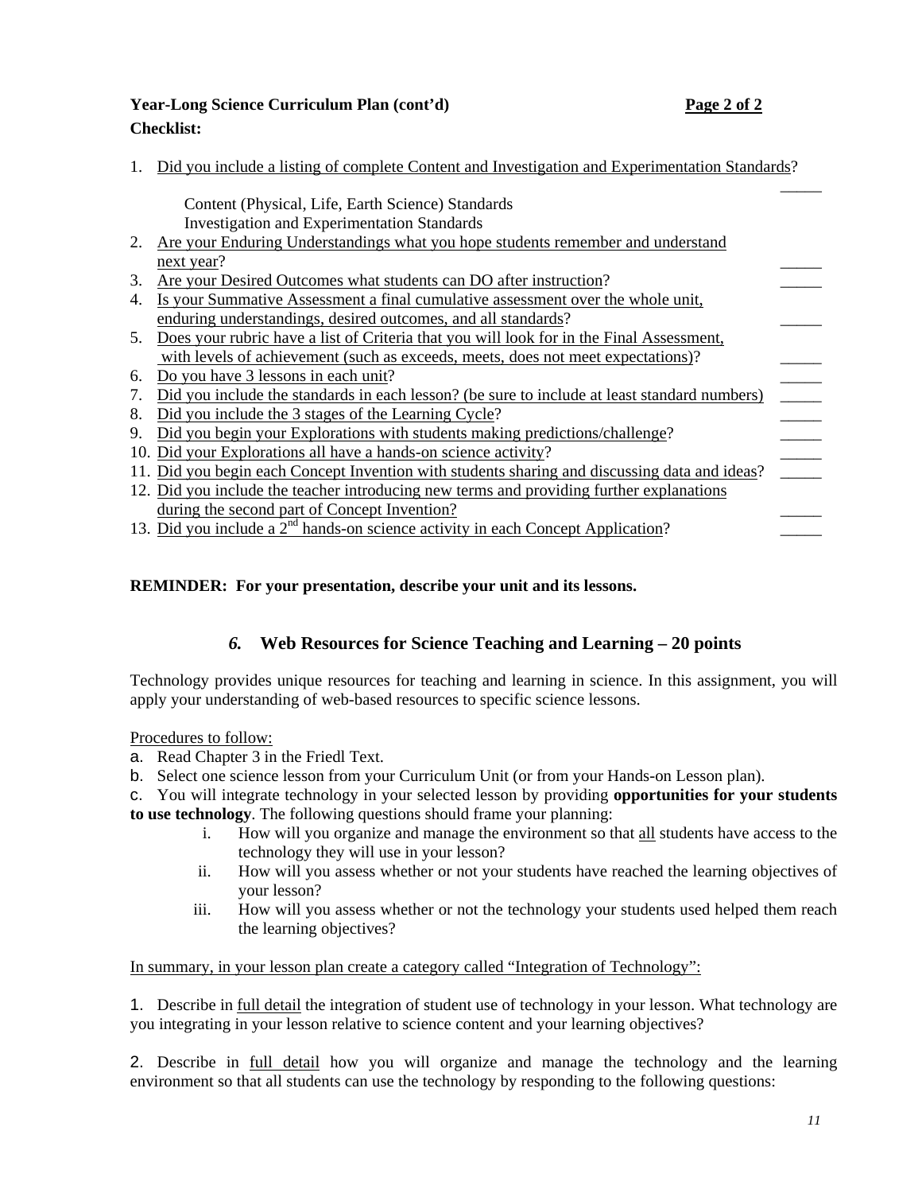**Year-Long Science Curriculum Plan (cont'd)**

**Checklist:**

1. Did you include a listing of complete Content and Investigation and Experimentation Standards? _____
   - Content (Physical, Life, Earth Science) Standards
   - Investigation and Experimentation Standards
2. Are your Enduring Understandings what you hope students remember and understand next year? _____
3. Are your Desired Outcomes what students can DO after instruction? _____
4. Is your Summative Assessment a final cumulative assessment over the whole unit, enduring understandings, desired outcomes, and all standards? _____
5. Does your rubric have a list of Criteria that you will look for in the Final Assessment, with levels of achievement (such as exceeds, meets, does not meet expectations)? _____
6. Do you have 3 lessons in each unit? _____
7. Did you include the standards in each lesson? (be sure to include at least standard numbers) _____
8. Did you include the 3 stages of the Learning Cycle? _____
9. Did you begin your Explorations with students making predictions/challenge? _____
10. Did your Explorations all have a hands-on science activity? _____
11. Did you begin each Concept Invention with students sharing and discussing data and ideas? _____
12. Did you include the teacher introducing new terms and providing further explanations during the second part of Concept Invention? _____
13. Did you include a 2nd hands-on science activity in each Concept Application? _____

**REMINDER: For your presentation, describe your unit and its lessons.**

## *6.* Web Resources for Science Teaching and Learning – 20 points

Technology provides unique resources for teaching and learning in science. In this assignment, you will apply your understanding of web-based resources to specific science lessons.

Procedures to follow:

a. Read Chapter 3 in the Friedl Text.

b. Select one science lesson from your Curriculum Unit (or from your Hands-on Lesson plan).

c. You will integrate technology in your selected lesson by providing **opportunities for your students to use technology**. The following questions should frame your planning:

   i. How will you organize and manage the environment so that all students have access to the technology they will use in your lesson?

   ii. How will you assess whether or not your students have reached the learning objectives of your lesson?

   iii. How will you assess whether or not the technology your students used helped them reach the learning objectives?

In summary, in your lesson plan create a category called "Integration of Technology":

1. Describe in full detail the integration of student use of technology in your lesson. What technology are you integrating in your lesson relative to science content and your learning objectives?

2. Describe in full detail how you will organize and manage the technology and the learning environment so that all students can use the technology by responding to the following questions: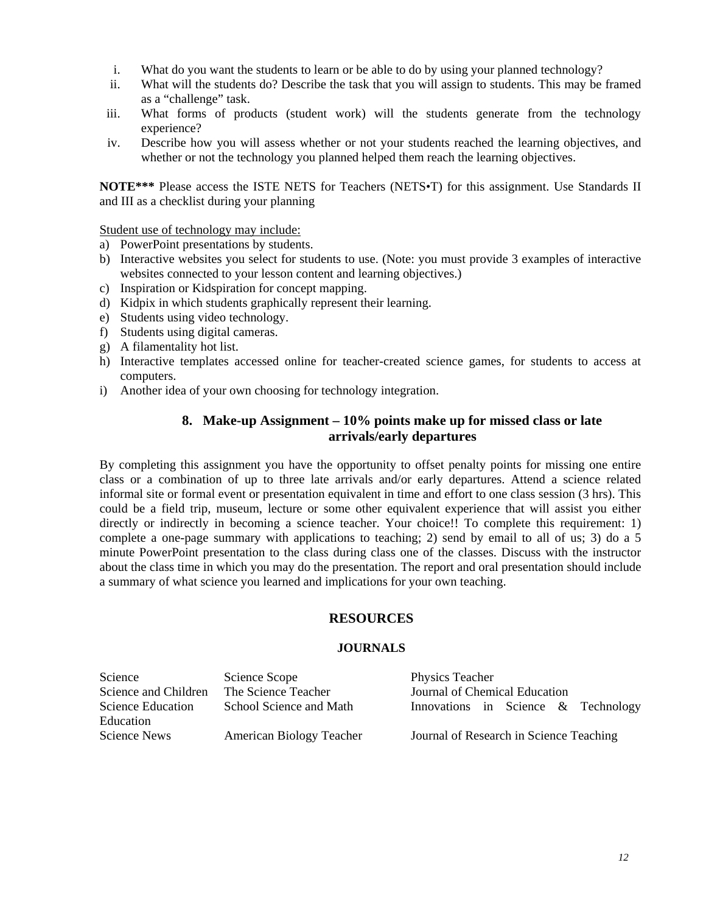i. What do you want the students to learn or be able to do by using your planned technology?
ii. What will the students do? Describe the task that you will assign to students. This may be framed as a "challenge" task.
iii. What forms of products (student work) will the students generate from the technology experience?
iv. Describe how you will assess whether or not your students reached the learning objectives, and whether or not the technology you planned helped them reach the learning objectives.

**NOTE\*\*\*** Please access the ISTE NETS for Teachers (NETS•T) for this assignment. Use Standards II and III as a checklist during your planning

<u>Student use of technology may include:</u>

a) PowerPoint presentations by students.
b) Interactive websites you select for students to use. (Note: you must provide 3 examples of interactive websites connected to your lesson content and learning objectives.)
c) Inspiration or Kidspiration for concept mapping.
d) Kidpix in which students graphically represent their learning.
e) Students using video technology.
f) Students using digital cameras.
g) A filamentality hot list.
h) Interactive templates accessed online for teacher-created science games, for students to access at computers.
i) Another idea of your own choosing for technology integration.

### 8. Make-up Assignment – 10% points make up for missed class or late arrivals/early departures

By completing this assignment you have the opportunity to offset penalty points for missing one entire class or a combination of up to three late arrivals and/or early departures. Attend a science related informal site or formal event or presentation equivalent in time and effort to one class session (3 hrs). This could be a field trip, museum, lecture or some other equivalent experience that will assist you either directly or indirectly in becoming a science teacher. Your choice!! To complete this requirement: 1) complete a one-page summary with applications to teaching; 2) send by email to all of us; 3) do a 5 minute PowerPoint presentation to the class during class one of the classes. Discuss with the instructor about the class time in which you may do the presentation. The report and oral presentation should include a summary of what science you learned and implications for your own teaching.

## RESOURCES

### JOURNALS

| | | |
|---|---|---|
| Science | Science Scope | Physics Teacher |
| Science and Children | The Science Teacher | Journal of Chemical Education |
| Science Education | School Science and Math | Innovations in Science & Technology Education |
| Science News | American Biology Teacher | Journal of Research in Science Teaching |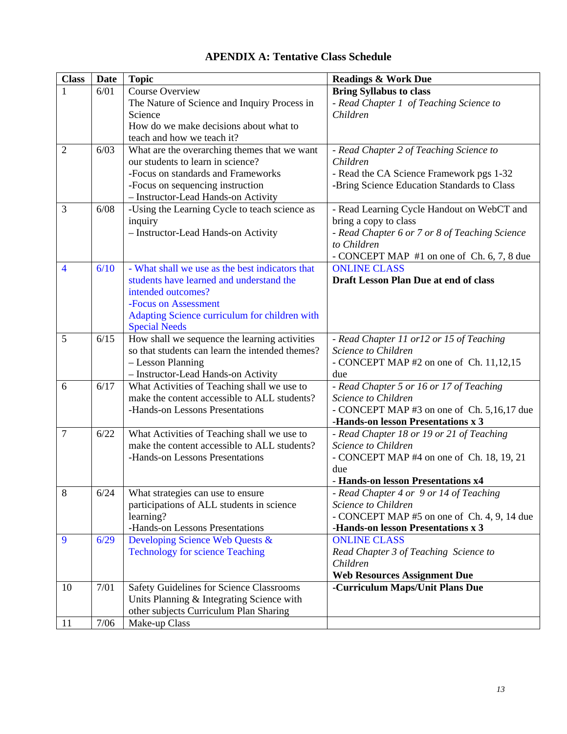## APENDIX A: Tentative Class Schedule

| Class | Date | Topic | Readings & Work Due |
|---|---|---|---|
| 1 | 6/01 | Course Overview<br>The Nature of Science and Inquiry Process in Science<br>How do we make decisions about what to teach and how we teach it? | **Bring Syllabus to class**<br>- *Read Chapter 1 of Teaching Science to Children* |
| 2 | 6/03 | What are the overarching themes that we want our students to learn in science?<br>-Focus on standards and Frameworks<br>-Focus on sequencing instruction<br>– Instructor-Lead Hands-on Activity | - *Read Chapter 2 of Teaching Science to Children*<br>- Read the CA Science Framework pgs 1-32<br>-Bring Science Education Standards to Class |
| 3 | 6/08 | -Using the Learning Cycle to teach science as inquiry<br>– Instructor-Lead Hands-on Activity | - Read Learning Cycle Handout on WebCT and bring a copy to class<br>- *Read Chapter 6 or 7 or 8 of Teaching Science to Children*<br>- CONCEPT MAP #1 on one of Ch. 6, 7, 8 due |
| 4 | 6/10 | - What shall we use as the best indicators that students have learned and understand the intended outcomes?<br>-Focus on Assessment<br>Adapting Science curriculum for children with Special Needs | ONLINE CLASS<br>**Draft Lesson Plan Due at end of class** |
| 5 | 6/15 | How shall we sequence the learning activities so that students can learn the intended themes?<br>– Lesson Planning<br>– Instructor-Lead Hands-on Activity | - *Read Chapter 11 or12 or 15 of Teaching Science to Children*<br>- CONCEPT MAP #2 on one of Ch. 11,12,15 due |
| 6 | 6/17 | What Activities of Teaching shall we use to make the content accessible to ALL students?<br>-Hands-on Lessons Presentations | - *Read Chapter 5 or 16 or 17 of Teaching Science to Children*<br>- CONCEPT MAP #3 on one of Ch. 5,16,17 due<br>**-Hands-on lesson Presentations x 3** |
| 7 | 6/22 | What Activities of Teaching shall we use to make the content accessible to ALL students?<br>-Hands-on Lessons Presentations | - *Read Chapter 18 or 19 or 21 of Teaching Science to Children*<br>- CONCEPT MAP #4 on one of Ch. 18, 19, 21 due<br>- **Hands-on lesson Presentations x4** |
| 8 | 6/24 | What strategies can use to ensure participations of ALL students in science learning?<br>-Hands-on Lessons Presentations | - *Read Chapter 4 or 9 or 14 of Teaching Science to Children*<br>- CONCEPT MAP #5 on one of Ch. 4, 9, 14 due<br>**-Hands-on lesson Presentations x 3** |
| 9 | 6/29 | Developing Science Web Quests & Technology for science Teaching | ONLINE CLASS<br>*Read Chapter 3 of Teaching Science to Children*<br>**Web Resources Assignment Due** |
| 10 | 7/01 | Safety Guidelines for Science Classrooms<br>Units Planning & Integrating Science with other subjects Curriculum Plan Sharing | **-Curriculum Maps/Unit Plans Due** |
| 11 | 7/06 | Make-up Class | |